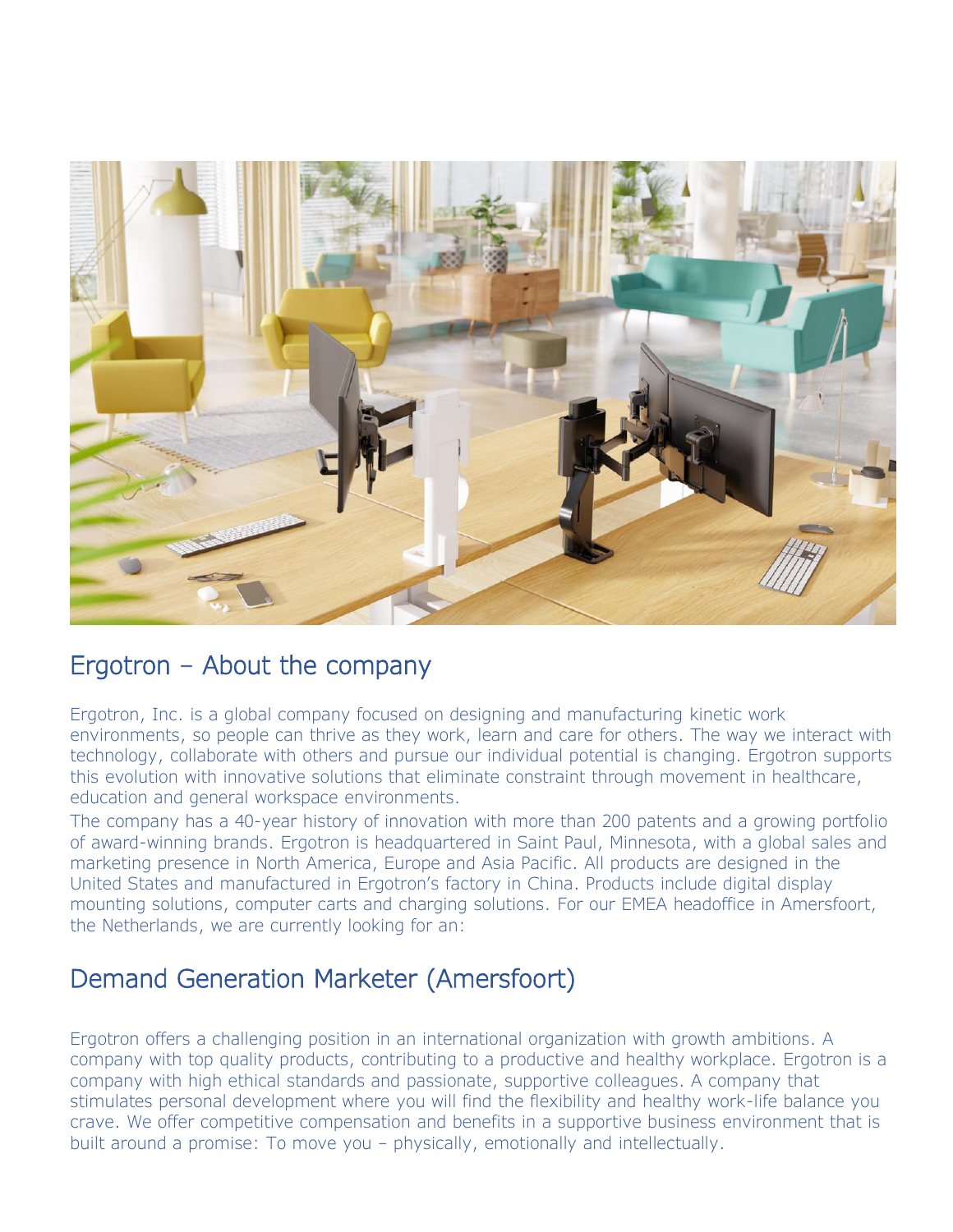## Ergotron – About the company

Ergotron, Inc. is a global company focused on designing and manufacturing kinetic work environments, so people can thrive as they work, learn and care for others. The way we interact with technology, collaborate with others and pursue our individual potential is changing. Ergotron supports this evolution with innovative solutions that eliminate constraint through movement in healthcare, education and general workspace environments.

The company has a 40-year history of innovation with more than 200 patents and a growing portfolio of award-winning brands. Ergotron is headquartered in Saint Paul, Minnesota, with a global sales and marketing presence in North America, Europe and Asia Pacific. All products are designed in the United States and manufactured in Ergotron's factory in China. Products include digital display mounting solutions, computer carts and charging solutions. For our EMEA headoffice in Amersfoort, the Netherlands, we are currently looking for an:

## Demand Generation Marketer (Amersfoort)

Ergotron offers a challenging position in an international organization with growth ambitions. A company with top quality products, contributing to a productive and healthy workplace. Ergotron is a company with high ethical standards and passionate, supportive colleagues. A company that stimulates personal development where you will find the flexibility and healthy work-life balance you crave. We offer competitive compensation and benefits in a supportive business environment that is built around a promise: To move you – physically, emotionally and intellectually.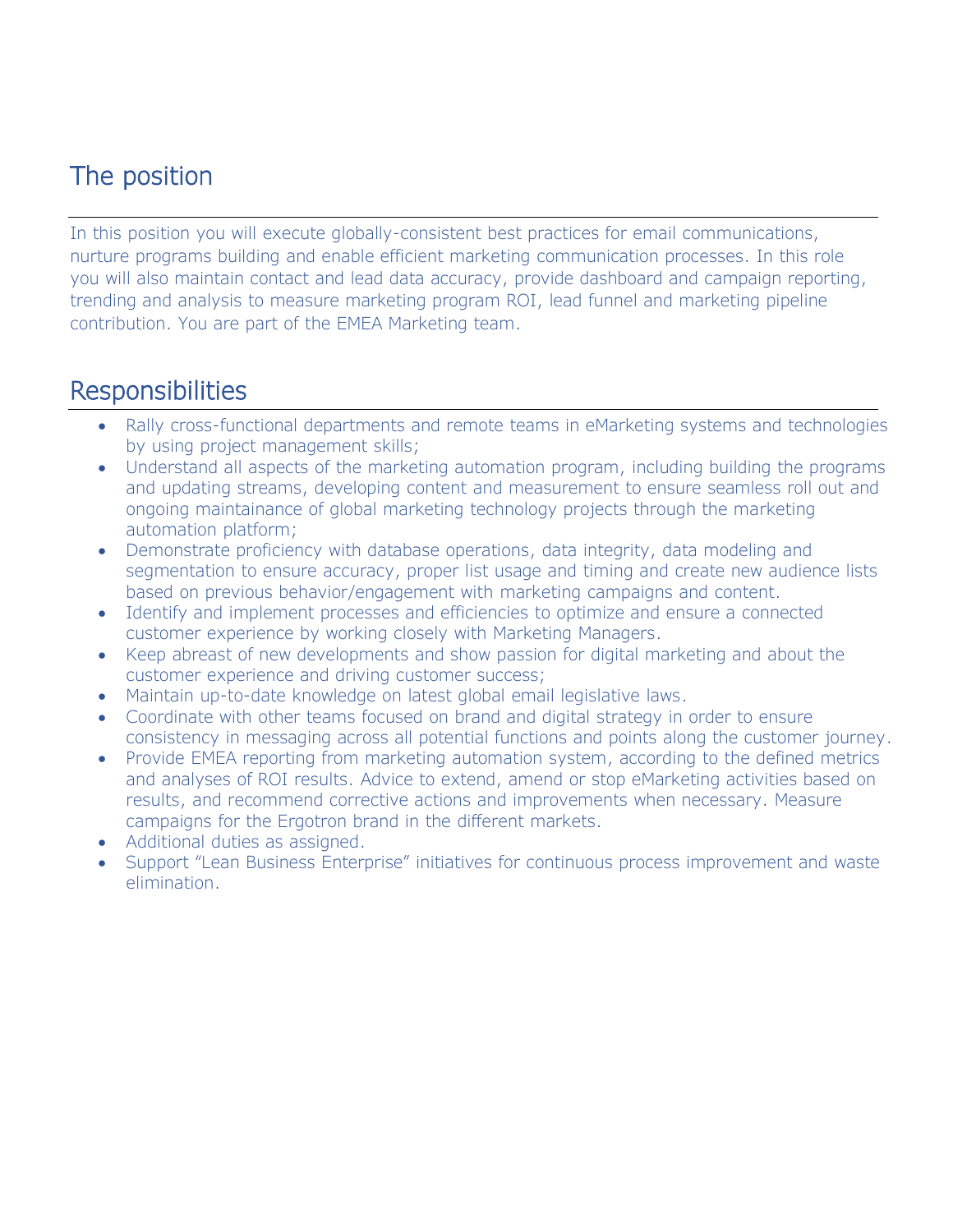## The position

In this position you will execute globally-consistent best practices for email communications, nurture programs building and enable efficient marketing communication processes. In this role you will also maintain contact and lead data accuracy, provide dashboard and campaign reporting, trending and analysis to measure marketing program ROI, lead funnel and marketing pipeline contribution. You are part of the EMEA Marketing team.

## Responsibilities

- Rally cross-functional departments and remote teams in eMarketing systems and technologies by using project management skills;
- Understand all aspects of the marketing automation program, including building the programs and updating streams, developing content and measurement to ensure seamless roll out and ongoing maintainance of global marketing technology projects through the marketing automation platform;
- Demonstrate proficiency with database operations, data integrity, data modeling and segmentation to ensure accuracy, proper list usage and timing and create new audience lists based on previous behavior/engagement with marketing campaigns and content.
- Identify and implement processes and efficiencies to optimize and ensure a connected customer experience by working closely with Marketing Managers.
- Keep abreast of new developments and show passion for digital marketing and about the customer experience and driving customer success;
- Maintain up-to-date knowledge on latest global email legislative laws.
- Coordinate with other teams focused on brand and digital strategy in order to ensure consistency in messaging across all potential functions and points along the customer journey.
- Provide EMEA reporting from marketing automation system, according to the defined metrics and analyses of ROI results. Advice to extend, amend or stop eMarketing activities based on results, and recommend corrective actions and improvements when necessary. Measure campaigns for the Ergotron brand in the different markets.
- Additional duties as assigned.
- Support “Lean Business Enterprise” initiatives for continuous process improvement and waste elimination.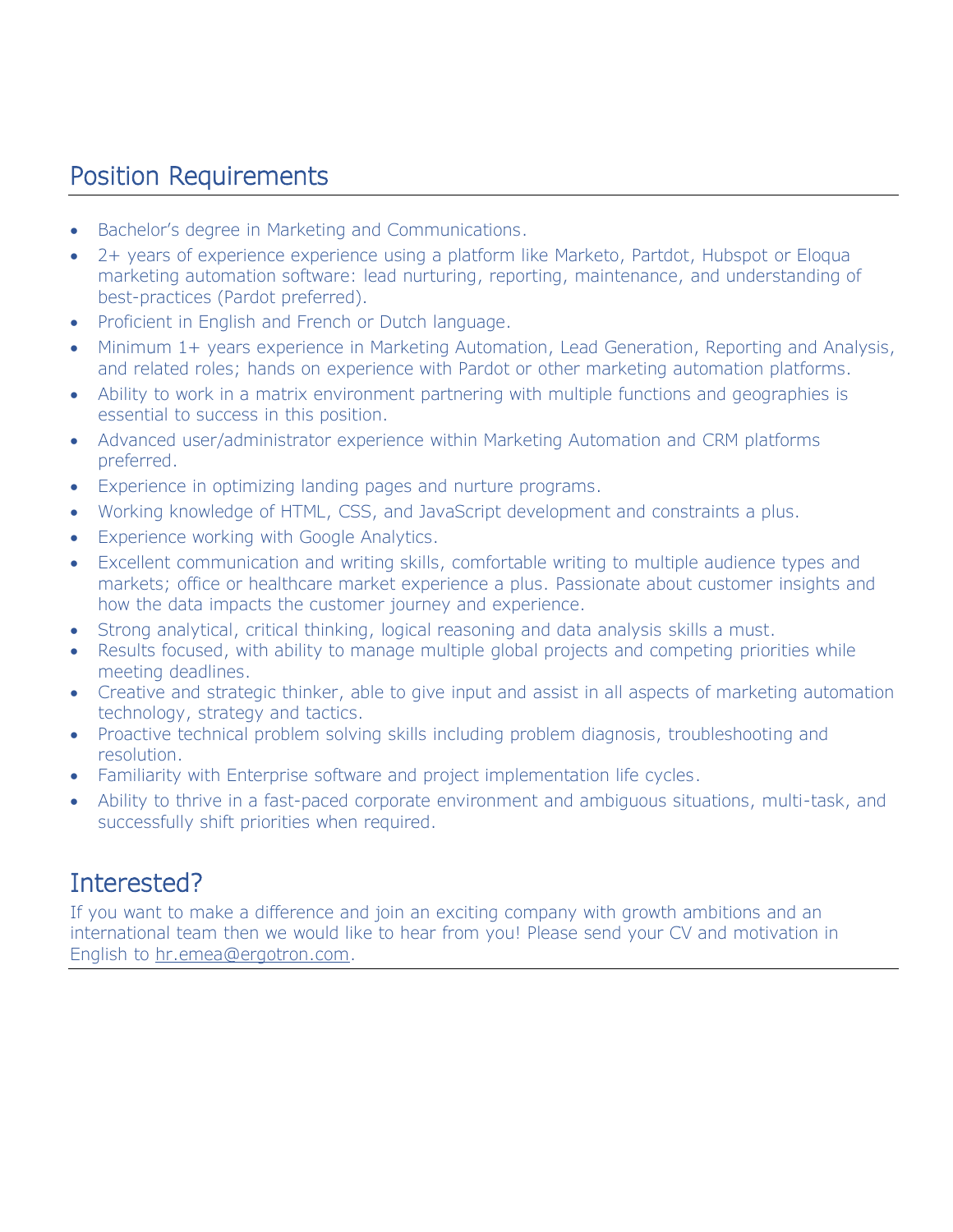## Position Requirements

- Bachelor's degree in Marketing and Communications.
- 2+ years of experience experience using a platform like Marketo, Partdot, Hubspot or Eloqua marketing automation software: lead nurturing, reporting, maintenance, and understanding of best-practices (Pardot preferred).
- Proficient in English and French or Dutch language.
- Minimum 1+ years experience in Marketing Automation, Lead Generation, Reporting and Analysis, and related roles; hands on experience with Pardot or other marketing automation platforms.
- Ability to work in a matrix environment partnering with multiple functions and geographies is essential to success in this position.
- Advanced user/administrator experience within Marketing Automation and CRM platforms preferred.
- Experience in optimizing landing pages and nurture programs.
- Working knowledge of HTML, CSS, and JavaScript development and constraints a plus.
- Experience working with Google Analytics.
- Excellent communication and writing skills, comfortable writing to multiple audience types and markets; office or healthcare market experience a plus. Passionate about customer insights and how the data impacts the customer journey and experience.
- Strong analytical, critical thinking, logical reasoning and data analysis skills a must.
- Results focused, with ability to manage multiple global projects and competing priorities while meeting deadlines.
- Creative and strategic thinker, able to give input and assist in all aspects of marketing automation technology, strategy and tactics.
- Proactive technical problem solving skills including problem diagnosis, troubleshooting and resolution.
- Familiarity with Enterprise software and project implementation life cycles.
- Ability to thrive in a fast-paced corporate environment and ambiguous situations, multi-task, and successfully shift priorities when required.

## Interested?

If you want to make a difference and join an exciting company with growth ambitions and an international team then we would like to hear from you! Please send your CV and motivation in English to hr.emea@ergotron.com.